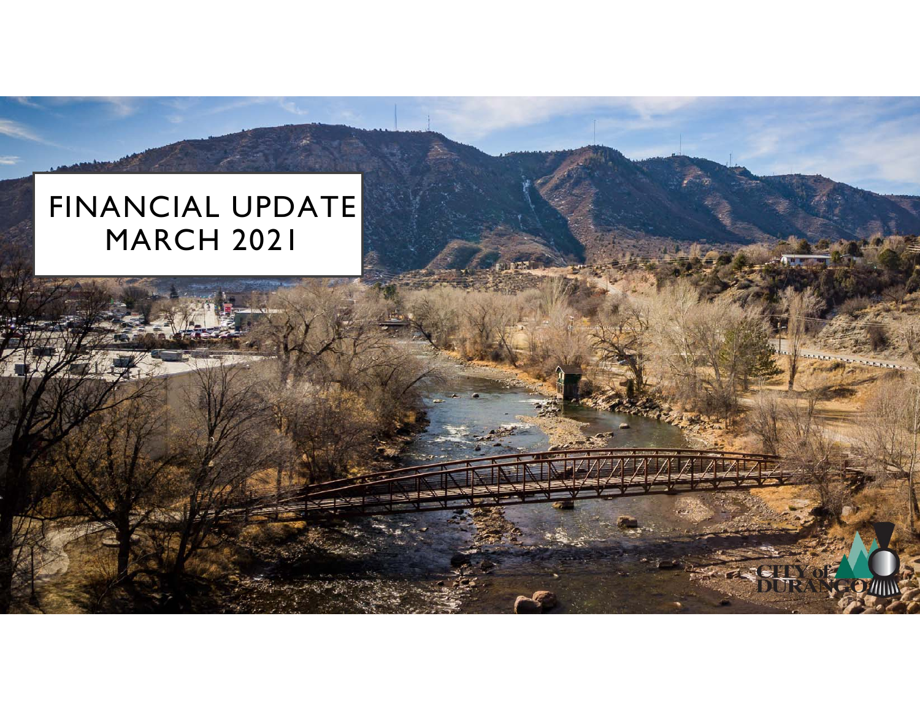# FINANCIAL UPDATE MARCH 2021

CITY of DURANGO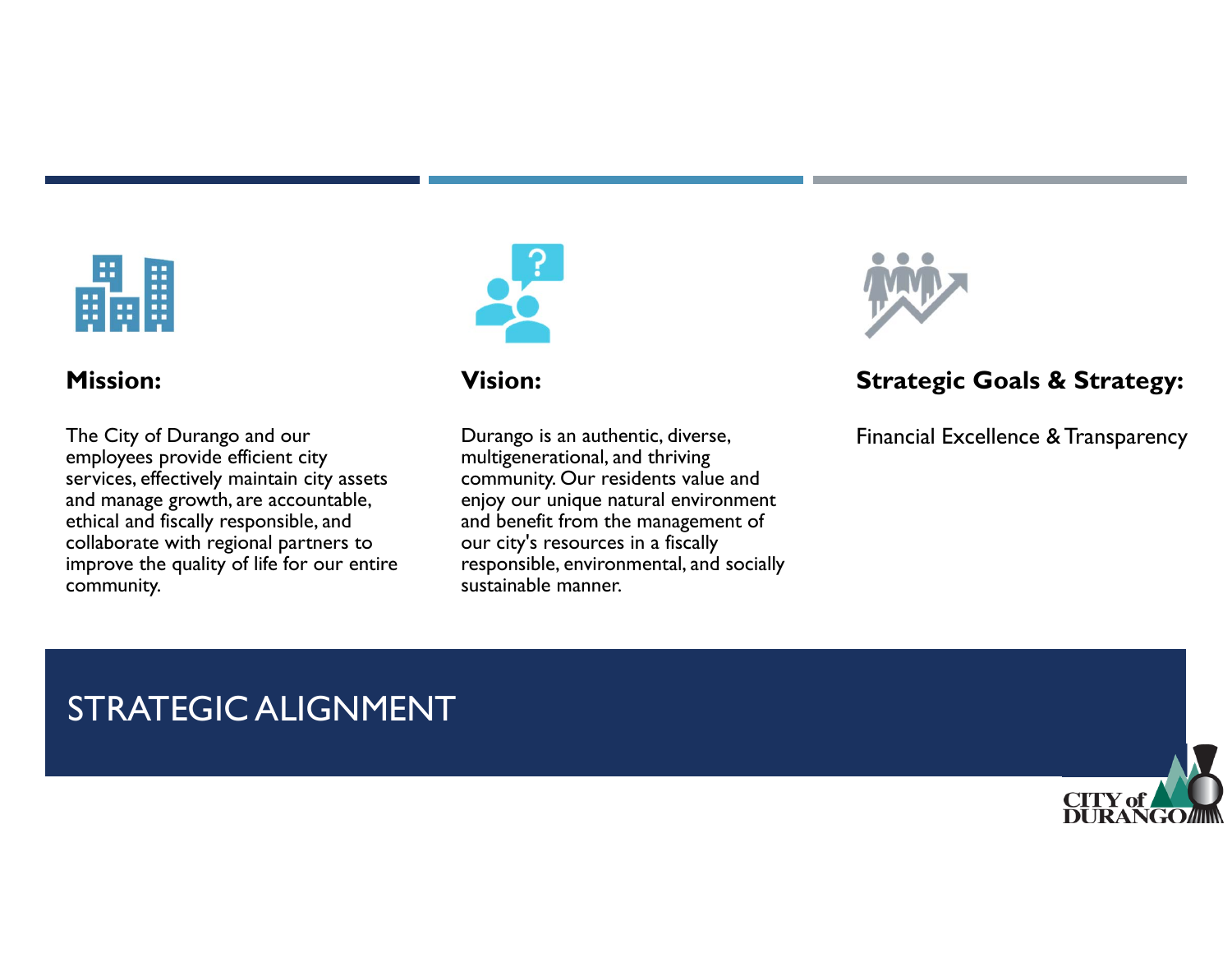# STRATEGIC ALIGNMENT

**Mission:**

The City of Durango and our employees provide efficient city services, effectively maintain city assets and manage growth, are accountable, ethical and fiscally responsible, and collaborate with regional partners to improve the quality of life for our entire community.

**Vision:**

Durango is an authentic, diverse, multigenerational, and thriving community. Our residents value and enjoy our unique natural environment and benefit from the management of our city's resources in a fiscally responsible, environmental, and socially sustainable manner.

**Strategic Goals & Strategy:**

Financial Excellence & Transparency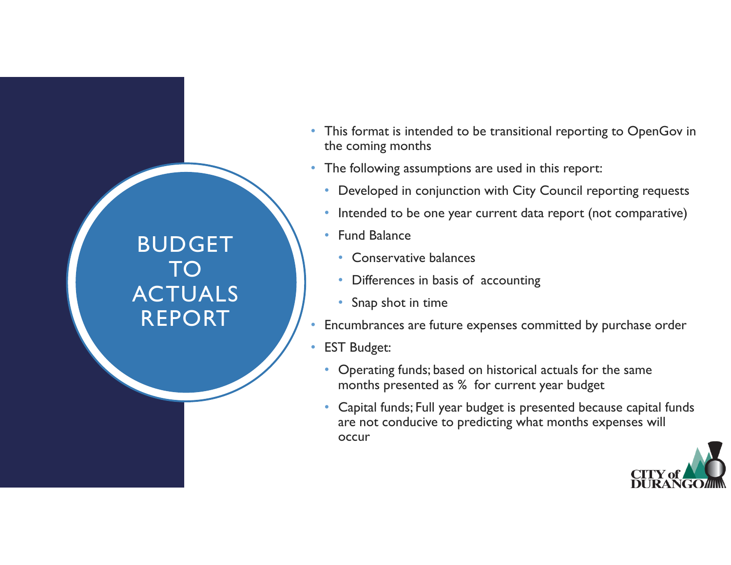# BUDGET TO ACTUALS REPORT

- This format is intended to be transitional reporting to OpenGov in the coming months
- The following assumptions are used in this report:
  - Developed in conjunction with City Council reporting requests
  - Intended to be one year current data report (not comparative)
  - Fund Balance
    - Conservative balances
    - Differences in basis of accounting
    - Snap shot in time
- Encumbrances are future expenses committed by purchase order
- EST Budget:
  - Operating funds; based on historical actuals for the same months presented as % for current year budget
  - Capital funds; Full year budget is presented because capital funds are not conducive to predicting what months expenses will occur

CITY of DURANGO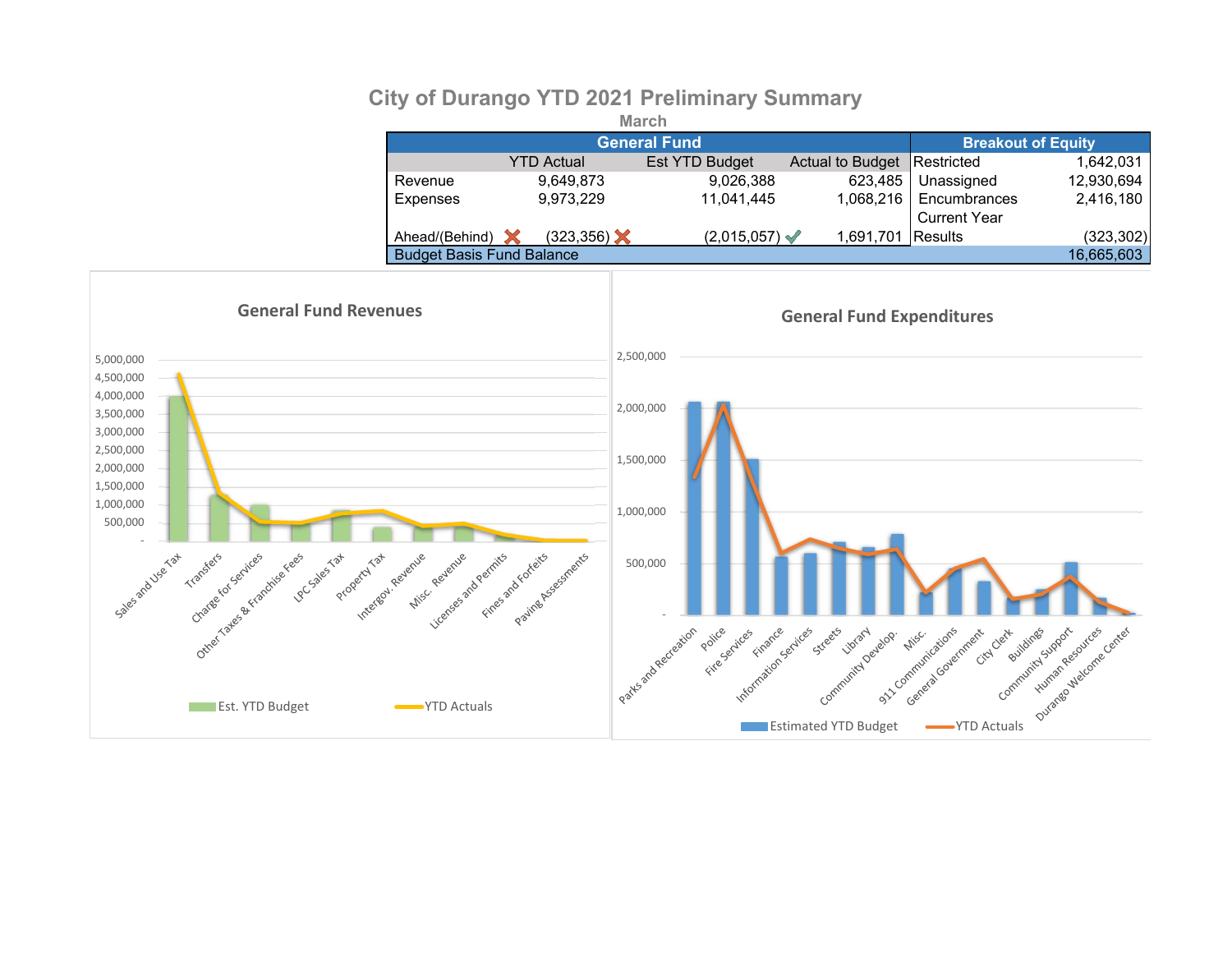# City of Durango YTD 2021 Preliminary Summary

March

| General Fund | | | | Breakout of Equity | |
|---|---|---|---|---|---|
| | YTD Actual | Est YTD Budget | Actual to Budget | Restricted | 1,642,031 |
| Revenue | 9,649,873 | 9,026,388 | 623,485 | Unassigned | 12,930,694 |
| Expenses | 9,973,229 | 11,041,445 | 1,068,216 | Encumbrances | 2,416,180 |
| Ahead/(Behind) ✗ | (323,356) ✗ | (2,015,057) ✓ | 1,691,701 | Current Year Results | (323,302) |
| Budget Basis Fund Balance | | | | | 16,665,603 |

## General Fund Revenues

Legend: Est. YTD Budget; YTD Actuals

Categories: Sales and Use Tax, Transfers, Charge for Services, Other Taxes & Franchise Fees, LPC Sales Tax, Property Tax, Intergov. Revenue, Misc. Revenue, Licenses and Permits, Fines and Forfeits, Paving Assessments

## General Fund Expenditures

Legend: Estimated YTD Budget; YTD Actuals

Categories: Parks and Recreation, Police, Fire Services, Finance, Information Services, Streets, Library, Community Develop., Misc., 911 Communications, General Government, City Clerk, Buildings, Community Support, Human Resources, Durango Welcome Center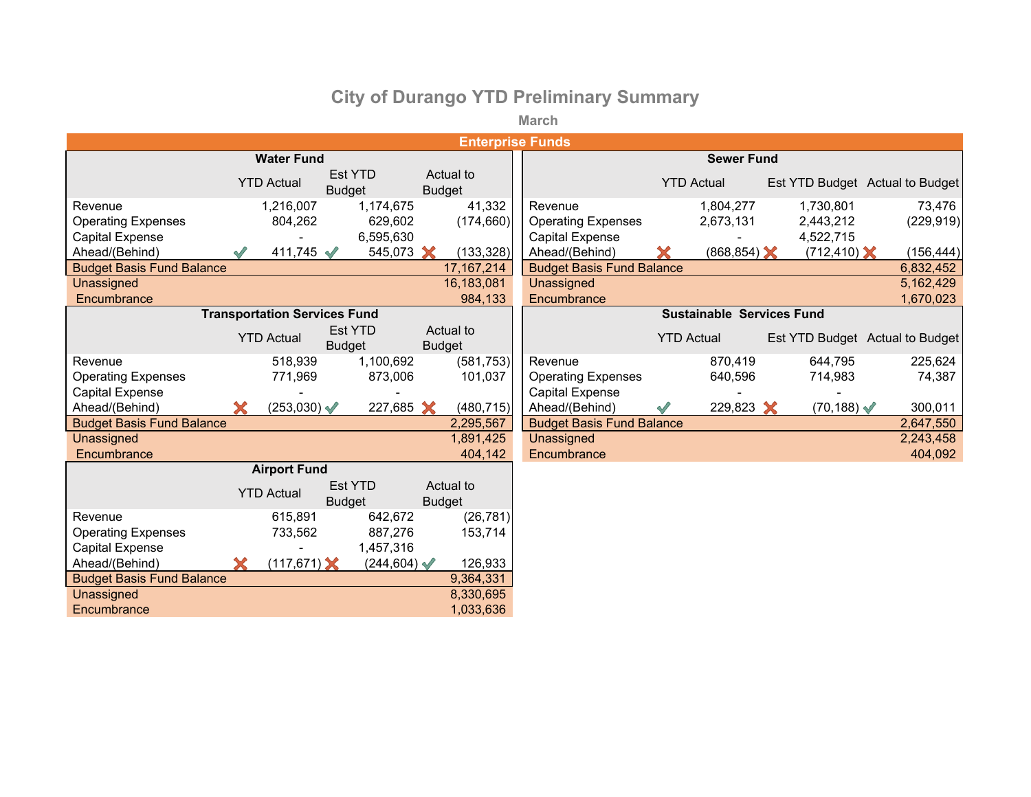# City of Durango YTD Preliminary Summary

## March

### Enterprise Funds

**Water Fund**

| | YTD Actual | Est YTD Budget | Actual to Budget |
|---|---|---|---|
| Revenue | 1,216,007 | 1,174,675 | 41,332 |
| Operating Expenses | 804,262 | 629,602 | (174,660) |
| Capital Expense | - | 6,595,630 | |
| Ahead/(Behind) | ✔ 411,745 | ✔ 545,073 | ✘ (133,328) |
| Budget Basis Fund Balance | | | 17,167,214 |
| Unassigned | | | 16,183,081 |
| Encumbrance | | | 984,133 |

**Sewer Fund**

| | YTD Actual | Est YTD Budget | Actual to Budget |
|---|---|---|---|
| Revenue | 1,804,277 | 1,730,801 | 73,476 |
| Operating Expenses | 2,673,131 | 2,443,212 | (229,919) |
| Capital Expense | - | 4,522,715 | |
| Ahead/(Behind) | ✘ (868,854) | ✘ (712,410) | ✘ (156,444) |
| Budget Basis Fund Balance | | | 6,832,452 |
| Unassigned | | | 5,162,429 |
| Encumbrance | | | 1,670,023 |

**Transportation Services Fund**

| | YTD Actual | Est YTD Budget | Actual to Budget |
|---|---|---|---|
| Revenue | 518,939 | 1,100,692 | (581,753) |
| Operating Expenses | 771,969 | 873,006 | 101,037 |
| Capital Expense | - | - | |
| Ahead/(Behind) | ✘ (253,030) | ✔ 227,685 | ✘ (480,715) |
| Budget Basis Fund Balance | | | 2,295,567 |
| Unassigned | | | 1,891,425 |
| Encumbrance | | | 404,142 |

**Sustainable Services Fund**

| | YTD Actual | Est YTD Budget | Actual to Budget |
|---|---|---|---|
| Revenue | 870,419 | 644,795 | 225,624 |
| Operating Expenses | 640,596 | 714,983 | 74,387 |
| Capital Expense | - | - | |
| Ahead/(Behind) | ✔ 229,823 | ✘ (70,188) | ✔ 300,011 |
| Budget Basis Fund Balance | | | 2,647,550 |
| Unassigned | | | 2,243,458 |
| Encumbrance | | | 404,092 |

**Airport Fund**

| | YTD Actual | Est YTD Budget | Actual to Budget |
|---|---|---|---|
| Revenue | 615,891 | 642,672 | (26,781) |
| Operating Expenses | 733,562 | 887,276 | 153,714 |
| Capital Expense | - | 1,457,316 | |
| Ahead/(Behind) | ✘ (117,671) | ✘ (244,604) | ✔ 126,933 |
| Budget Basis Fund Balance | | | 9,364,331 |
| Unassigned | | | 8,330,695 |
| Encumbrance | | | 1,033,636 |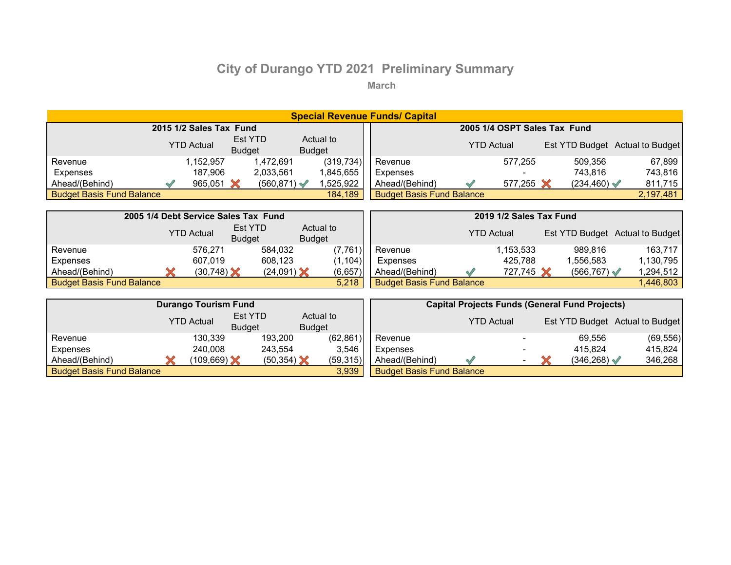# City of Durango YTD 2021 Preliminary Summary

March

## Special Revenue Funds/ Capital

### 2015 1/2 Sales Tax Fund

| | YTD Actual | Est YTD Budget | Actual to Budget |
|---|---|---|---|
| Revenue | 1,152,957 | 1,472,691 | (319,734) |
| Expenses | 187,906 | 2,033,561 | 1,845,655 |
| Ahead/(Behind) | ✔ 965,051 | ✘ (560,871) | ✔ 1,525,922 |
| Budget Basis Fund Balance | | | 184,189 |

### 2005 1/4 OSPT Sales Tax Fund

| | YTD Actual | Est YTD Budget | Actual to Budget |
|---|---|---|---|
| Revenue | 577,255 | 509,356 | 67,899 |
| Expenses | - | 743,816 | 743,816 |
| Ahead/(Behind) | ✔ 577,255 | ✘ (234,460) | ✔ 811,715 |
| Budget Basis Fund Balance | | | 2,197,481 |

### 2005 1/4 Debt Service Sales Tax Fund

| | YTD Actual | Est YTD Budget | Actual to Budget |
|---|---|---|---|
| Revenue | 576,271 | 584,032 | (7,761) |
| Expenses | 607,019 | 608,123 | (1,104) |
| Ahead/(Behind) | ✘ (30,748) | ✘ (24,091) | ✘ (6,657) |
| Budget Basis Fund Balance | | | 5,218 |

### 2019 1/2 Sales Tax Fund

| | YTD Actual | Est YTD Budget | Actual to Budget |
|---|---|---|---|
| Revenue | 1,153,533 | 989,816 | 163,717 |
| Expenses | 425,788 | 1,556,583 | 1,130,795 |
| Ahead/(Behind) | ✔ 727,745 | ✘ (566,767) | ✔ 1,294,512 |
| Budget Basis Fund Balance | | | 1,446,803 |

### Durango Tourism Fund

| | YTD Actual | Est YTD Budget | Actual to Budget |
|---|---|---|---|
| Revenue | 130,339 | 193,200 | (62,861) |
| Expenses | 240,008 | 243,554 | 3,546 |
| Ahead/(Behind) | ✘ (109,669) | ✘ (50,354) | ✘ (59,315) |
| Budget Basis Fund Balance | | | 3,939 |

### Capital Projects Funds (General Fund Projects)

| | YTD Actual | Est YTD Budget | Actual to Budget |
|---|---|---|---|
| Revenue | - | 69,556 | (69,556) |
| Expenses | - | 415,824 | 415,824 |
| Ahead/(Behind) | ✔ - | ✘ (346,268) | ✔ 346,268 |
| Budget Basis Fund Balance | | | |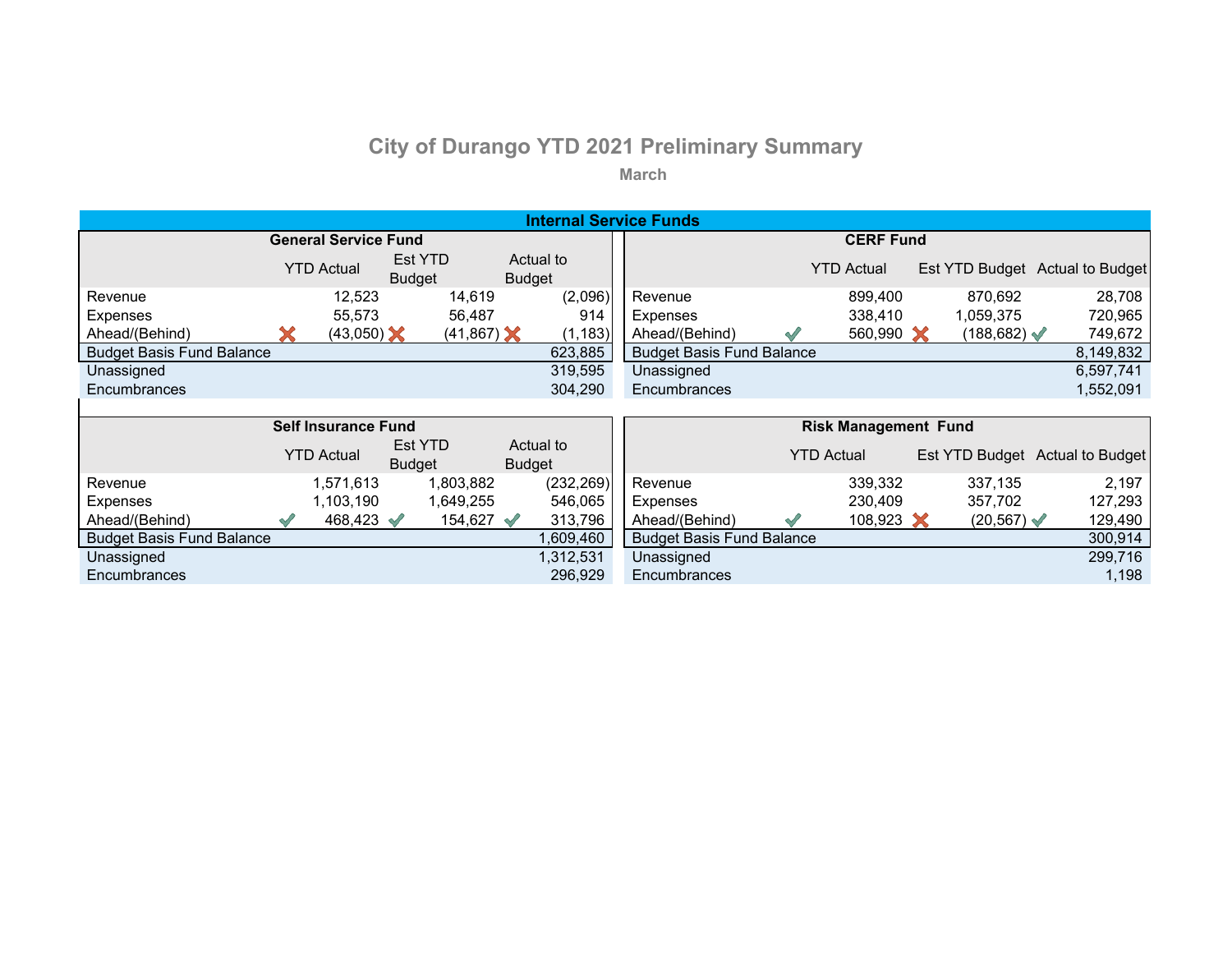# City of Durango YTD 2021 Preliminary Summary

March

## Internal Service Funds

### General Service Fund

| | YTD Actual | Est YTD Budget | Actual to Budget |
|---|---|---|---|
| Revenue | 12,523 | 14,619 | (2,096) |
| Expenses | 55,573 | 56,487 | 914 |
| Ahead/(Behind) | ✗ (43,050) | ✗ (41,867) | ✗ (1,183) |
| Budget Basis Fund Balance | | | 623,885 |
| Unassigned | | | 319,595 |
| Encumbrances | | | 304,290 |

### CERF Fund

| | YTD Actual | Est YTD Budget | Actual to Budget |
|---|---|---|---|
| Revenue | 899,400 | 870,692 | 28,708 |
| Expenses | 338,410 | 1,059,375 | 720,965 |
| Ahead/(Behind) | ✓ 560,990 | ✗ (188,682) | ✓ 749,672 |
| Budget Basis Fund Balance | | | 8,149,832 |
| Unassigned | | | 6,597,741 |
| Encumbrances | | | 1,552,091 |

### Self Insurance Fund

| | YTD Actual | Est YTD Budget | Actual to Budget |
|---|---|---|---|
| Revenue | 1,571,613 | 1,803,882 | (232,269) |
| Expenses | 1,103,190 | 1,649,255 | 546,065 |
| Ahead/(Behind) | ✓ 468,423 | ✓ 154,627 | ✓ 313,796 |
| Budget Basis Fund Balance | | | 1,609,460 |
| Unassigned | | | 1,312,531 |
| Encumbrances | | | 296,929 |

### Risk Management Fund

| | YTD Actual | Est YTD Budget | Actual to Budget |
|---|---|---|---|
| Revenue | 339,332 | 337,135 | 2,197 |
| Expenses | 230,409 | 357,702 | 127,293 |
| Ahead/(Behind) | ✓ 108,923 | ✗ (20,567) | ✓ 129,490 |
| Budget Basis Fund Balance | | | 300,914 |
| Unassigned | | | 299,716 |
| Encumbrances | | | 1,198 |